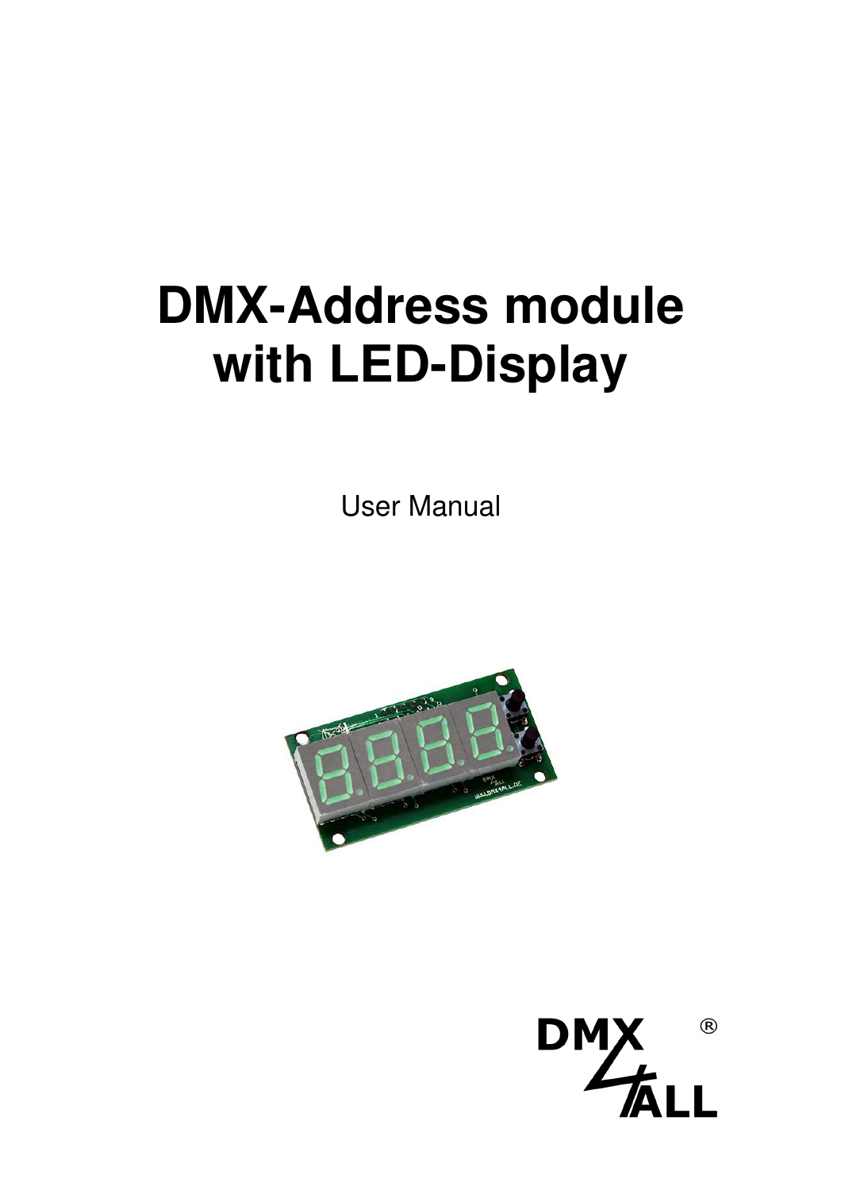# DMX-Address module with LED-Display

User Manual

DMX 4ALL ®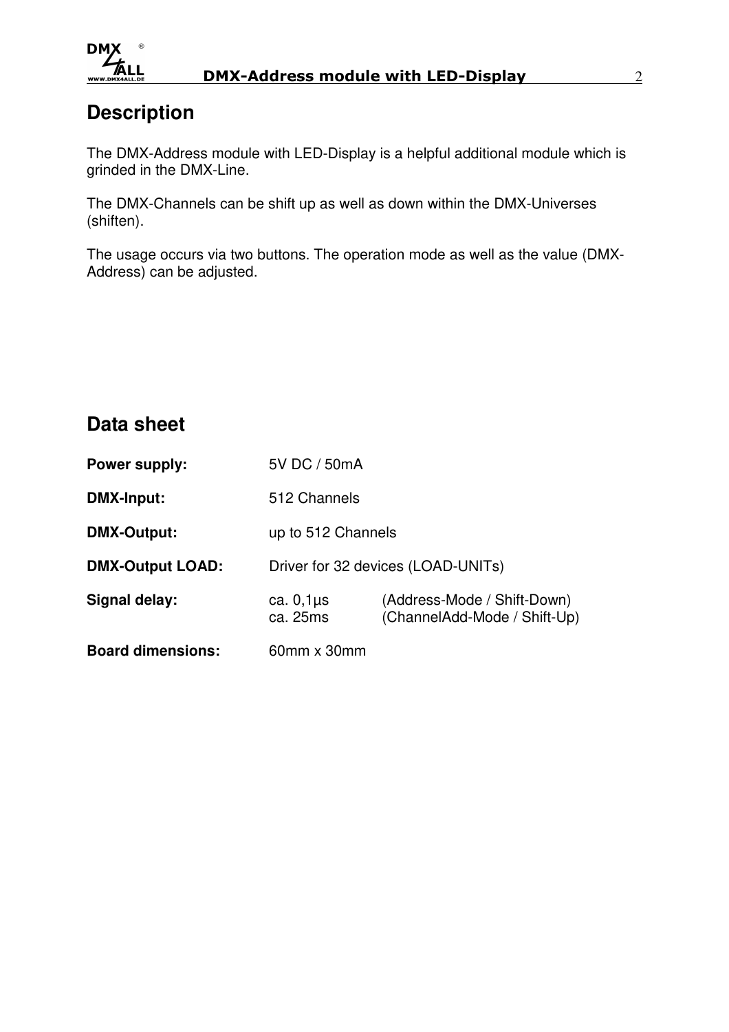## Description

The DMX-Address module with LED-Display is a helpful additional module which is grinded in the DMX-Line.

The DMX-Channels can be shift up as well as down within the DMX-Universes (shiften).

The usage occurs via two buttons. The operation mode as well as the value (DMX-Address) can be adjusted.

## Data sheet

| | | |
|---|---|---|
| **Power supply:** | 5V DC / 50mA | |
| **DMX-Input:** | 512 Channels | |
| **DMX-Output:** | up to 512 Channels | |
| **DMX-Output LOAD:** | Driver for 32 devices (LOAD-UNITs) | |
| **Signal delay:** | ca. 0,1µs<br>ca. 25ms | (Address-Mode / Shift-Down)<br>(ChannelAdd-Mode / Shift-Up) |
| **Board dimensions:** | 60mm x 30mm | |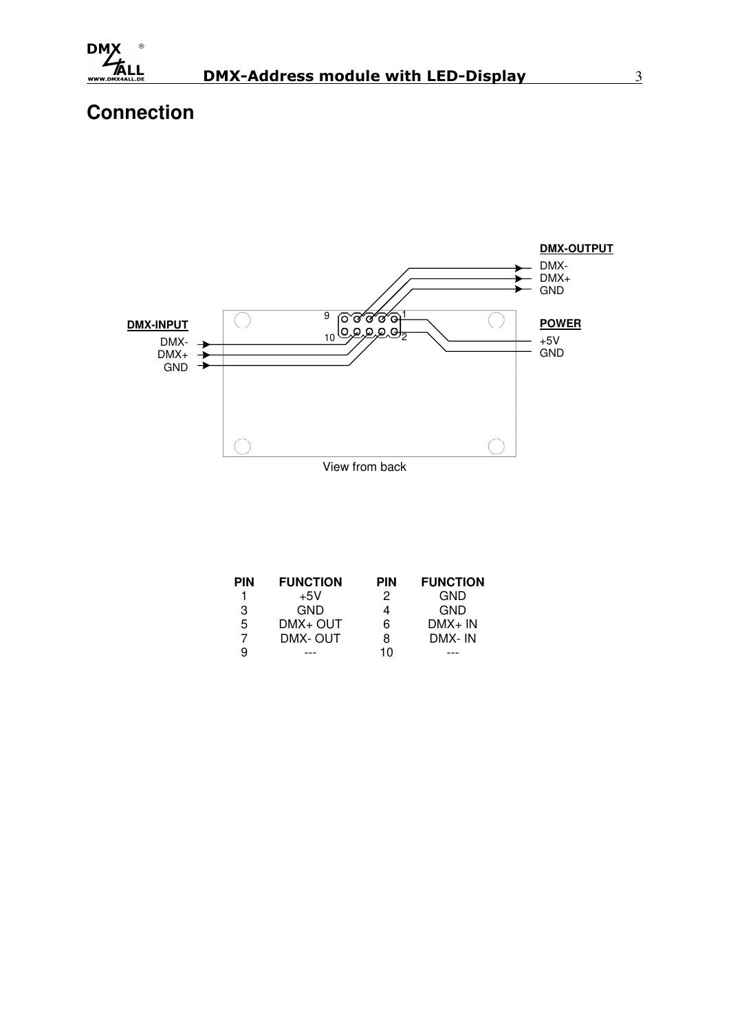# Connection

DMX-OUTPUT
DMX-
DMX+
GND

POWER
+5V
GND

DMX-INPUT
DMX-
DMX+
GND

9
10
1
2

View from back

| PIN | FUNCTION | PIN | FUNCTION |
|---|---|---|---|
| 1 | +5V | 2 | GND |
| 3 | GND | 4 | GND |
| 5 | DMX+ OUT | 6 | DMX+ IN |
| 7 | DMX- OUT | 8 | DMX- IN |
| 9 | --- | 10 | --- |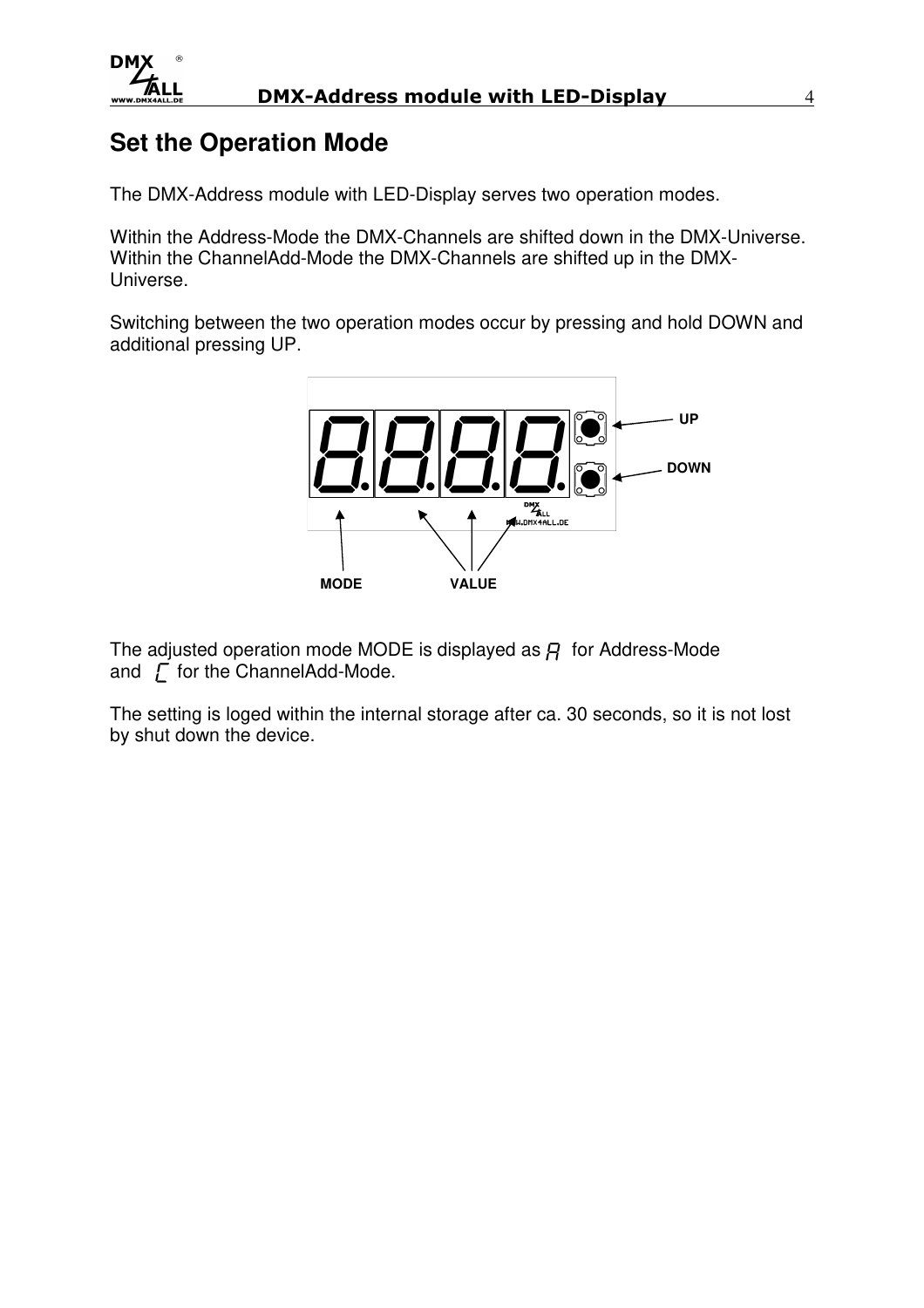# Set the Operation Mode

The DMX-Address module with LED-Display serves two operation modes.

Within the Address-Mode the DMX-Channels are shifted down in the DMX-Universe. Within the ChannelAdd-Mode the DMX-Channels are shifted up in the DMX-Universe.

Switching between the two operation modes occur by pressing and hold DOWN and additional pressing UP.

UP

DOWN

MODE

VALUE

The adjusted operation mode MODE is displayed as A for Address-Mode and C for the ChannelAdd-Mode.

The setting is loged within the internal storage after ca. 30 seconds, so it is not lost by shut down the device.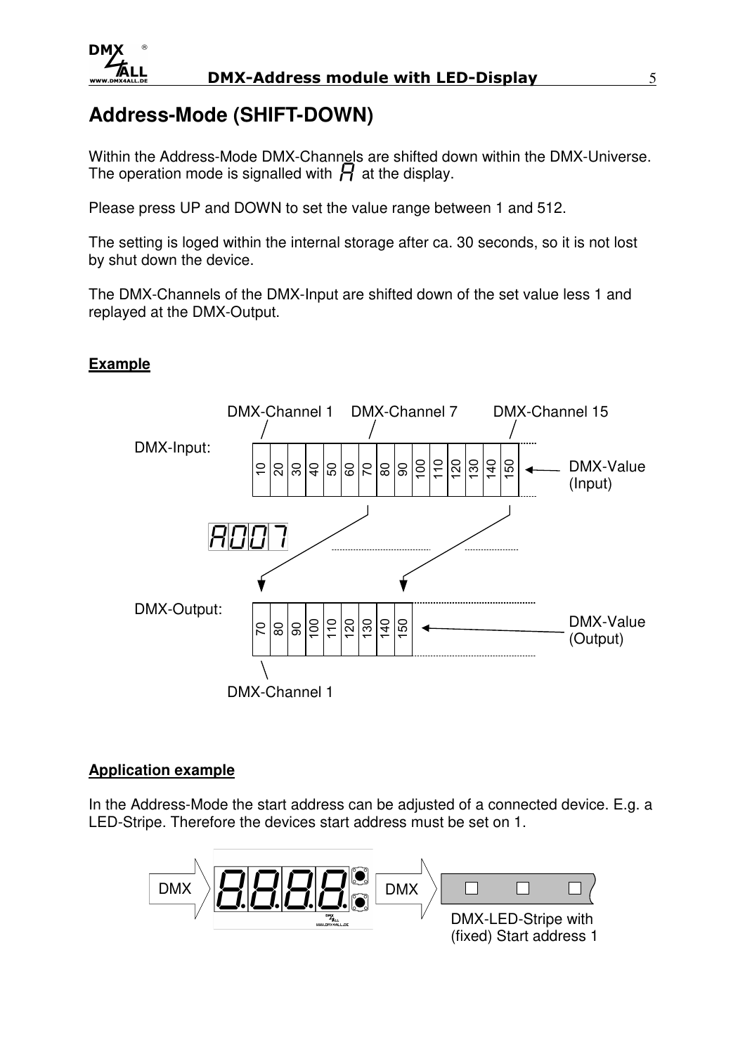# Address-Mode (SHIFT-DOWN)

Within the Address-Mode DMX-Channels are shifted down within the DMX-Universe. The operation mode is signalled with A at the display.

Please press UP and DOWN to set the value range between 1 and 512.

The setting is loged within the internal storage after ca. 30 seconds, so it is not lost by shut down the device.

The DMX-Channels of the DMX-Input are shifted down of the set value less 1 and replayed at the DMX-Output.

**Example**

DMX-Channel 1 DMX-Channel 7 DMX-Channel 15

DMX-Input: 10 20 30 40 50 60 70 80 90 100 110 120 130 140 150 — DMX-Value (Input)

A007

DMX-Output: 70 80 90 100 110 120 130 140 150 — DMX-Value (Output)

DMX-Channel 1

**Application example**

In the Address-Mode the start address can be adjusted of a connected device. E.g. a LED-Stripe. Therefore the devices start address must be set on 1.

DMX → DMX →

DMX-LED-Stripe with (fixed) Start address 1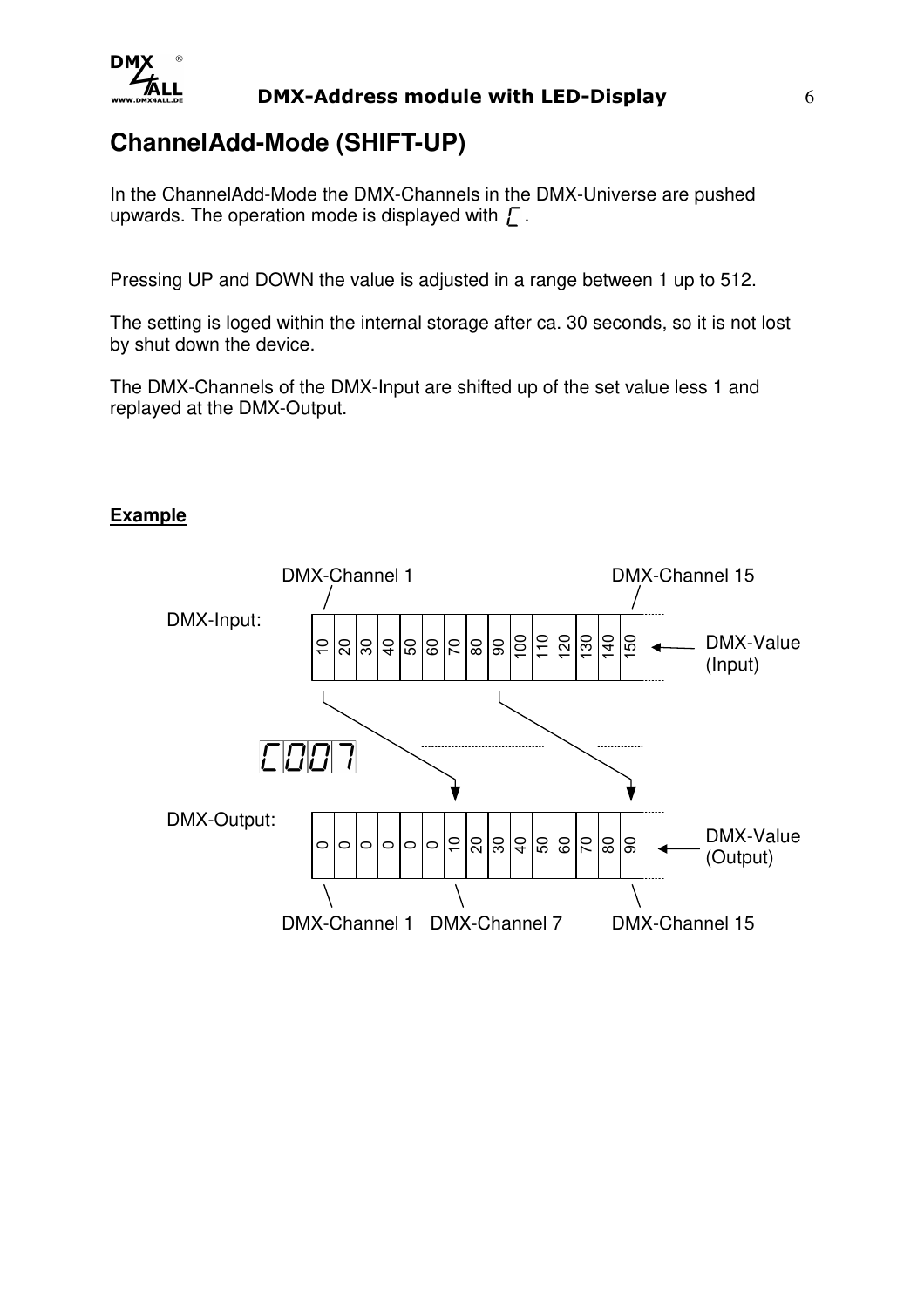## ChannelAdd-Mode (SHIFT-UP)

In the ChannelAdd-Mode the DMX-Channels in the DMX-Universe are pushed upwards. The operation mode is displayed with C.

Pressing UP and DOWN the value is adjusted in a range between 1 up to 512.

The setting is loged within the internal storage after ca. 30 seconds, so it is not lost by shut down the device.

The DMX-Channels of the DMX-Input are shifted up of the set value less 1 and replayed at the DMX-Output.

**Example**

DMX-Channel 1

DMX-Channel 15

DMX-Input:

10 20 30 40 50 60 70 80 90 100 110 120 130 140 150

DMX-Value (Input)

C007

DMX-Output:

0 0 0 0 0 0 10 20 30 40 50 60 70 80 90

DMX-Value (Output)

DMX-Channel 1

DMX-Channel 7

DMX-Channel 15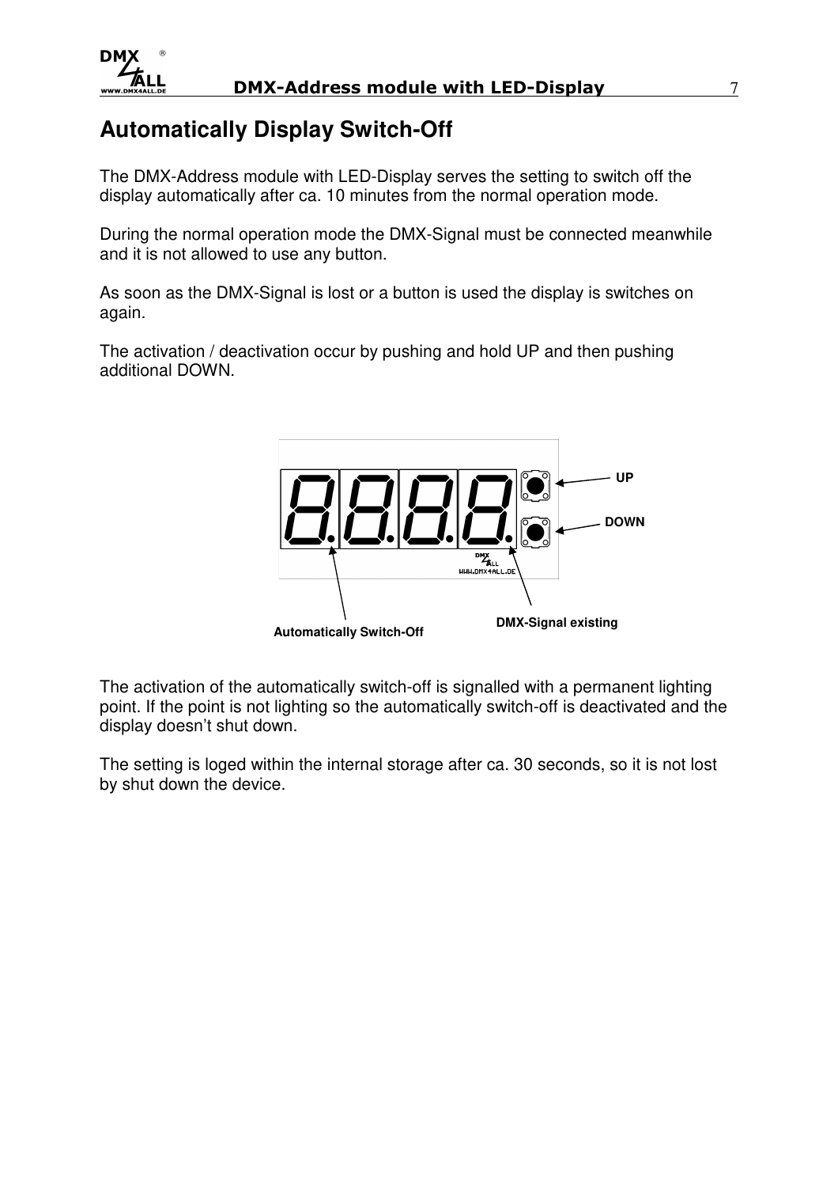# Automatically Display Switch-Off

The DMX-Address module with LED-Display serves the setting to switch off the display automatically after ca. 10 minutes from the normal operation mode.

During the normal operation mode the DMX-Signal must be connected meanwhile and it is not allowed to use any button.

As soon as the DMX-Signal is lost or a button is used the display is switches on again.

The activation / deactivation occur by pushing and hold UP and then pushing additional DOWN.

UP

DOWN

Automatically Switch-Off

DMX-Signal existing

The activation of the automatically switch-off is signalled with a permanent lighting point. If the point is not lighting so the automatically switch-off is deactivated and the display doesn't shut down.

The setting is loged within the internal storage after ca. 30 seconds, so it is not lost by shut down the device.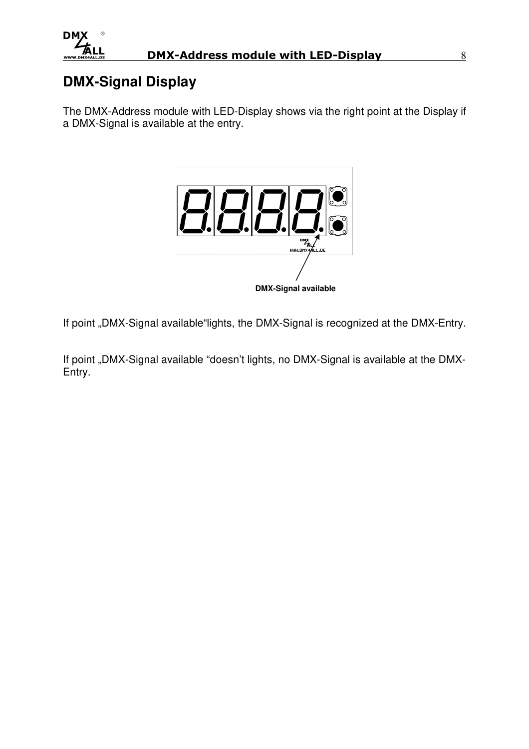## DMX-Signal Display

The DMX-Address module with LED-Display shows via the right point at the Display if a DMX-Signal is available at the entry.

DMX-Signal available

If point „DMX-Signal available“lights, the DMX-Signal is recognized at the DMX-Entry.

If point „DMX-Signal available “doesn't lights, no DMX-Signal is available at the DMX-Entry.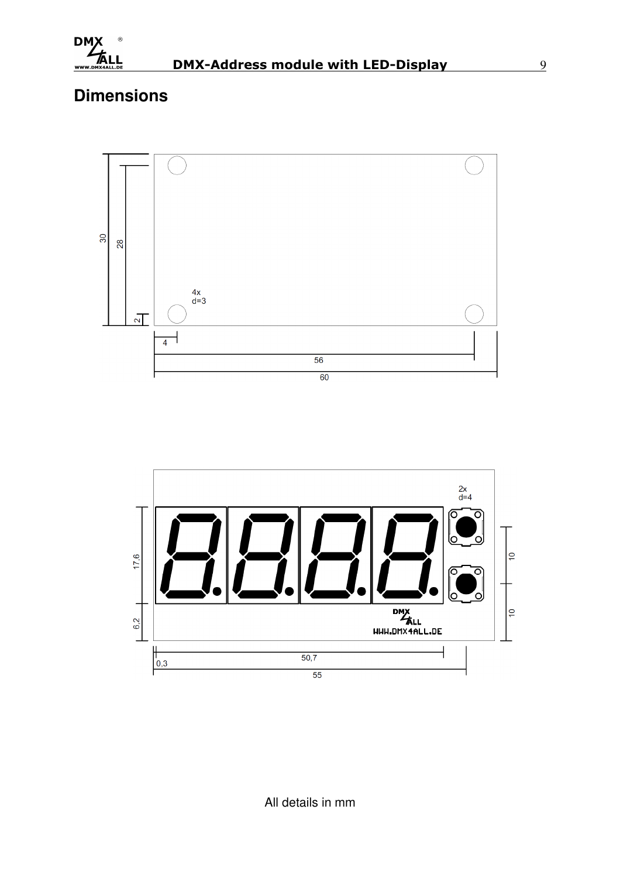# Dimensions

30

28

2

4x
d=3

4

56

60

17,6

6,2

2x
d=4

10

10

WWW.DMX4ALL.DE

0,3

50,7

55

All details in mm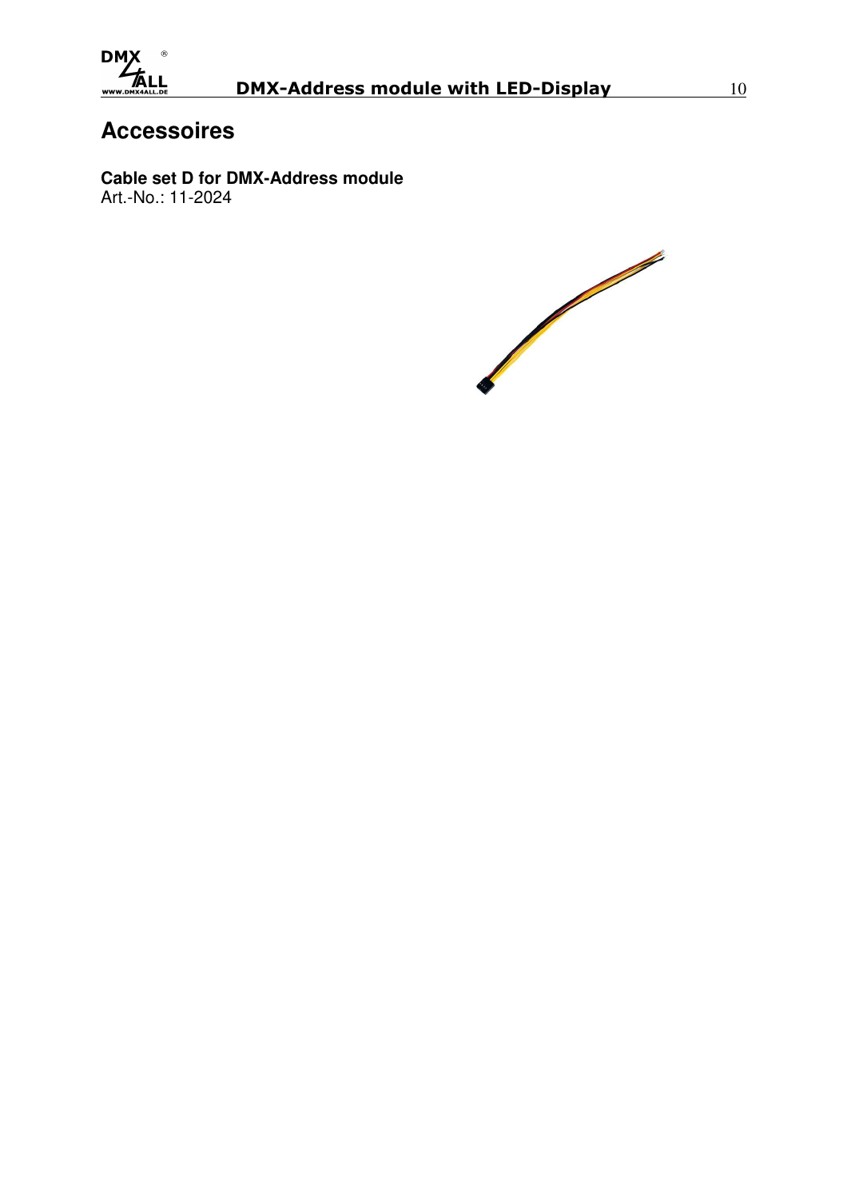# Accessoires

**Cable set D for DMX-Address module**
Art.-No.: 11-2024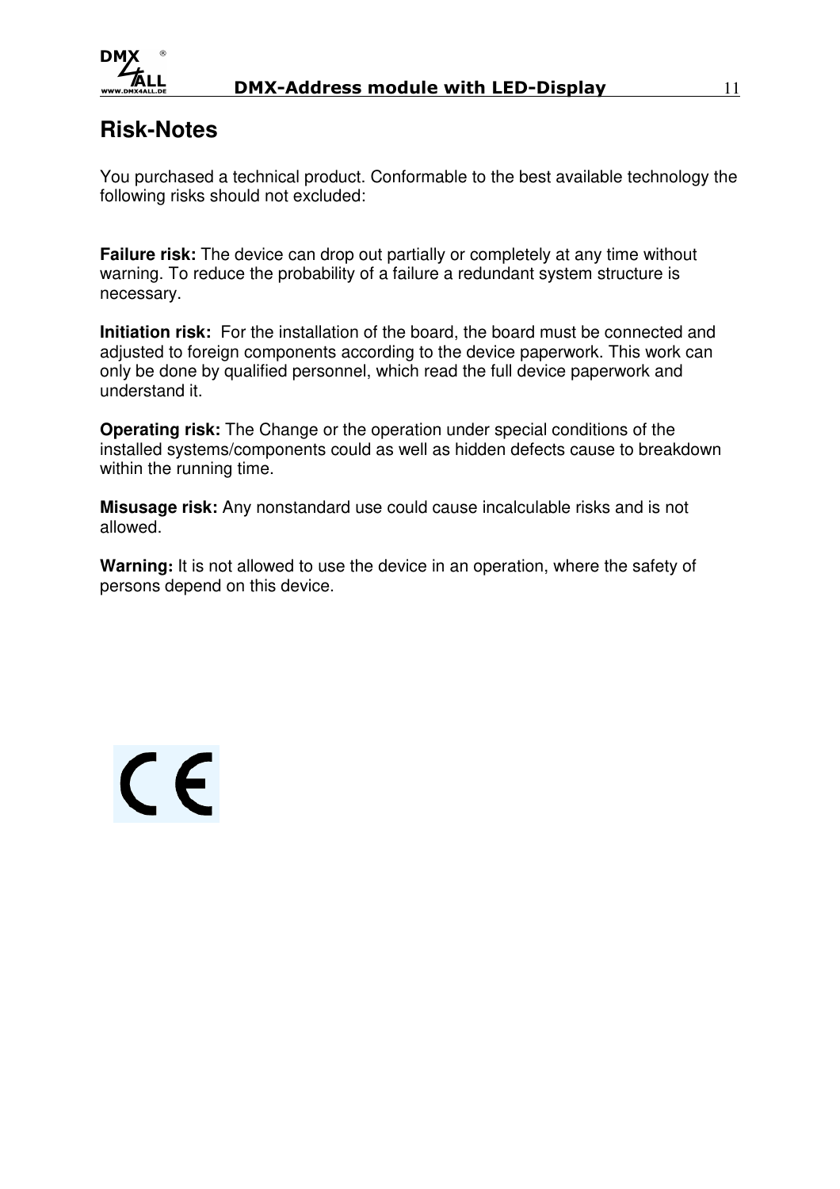# Risk-Notes

You purchased a technical product. Conformable to the best available technology the following risks should not excluded:

**Failure risk:** The device can drop out partially or completely at any time without warning. To reduce the probability of a failure a redundant system structure is necessary.

**Initiation risk:** For the installation of the board, the board must be connected and adjusted to foreign components according to the device paperwork. This work can only be done by qualified personnel, which read the full device paperwork and understand it.

**Operating risk:** The Change or the operation under special conditions of the installed systems/components could as well as hidden defects cause to breakdown within the running time.

**Misusage risk:** Any nonstandard use could cause incalculable risks and is not allowed.

**Warning:** It is not allowed to use the device in an operation, where the safety of persons depend on this device.

CE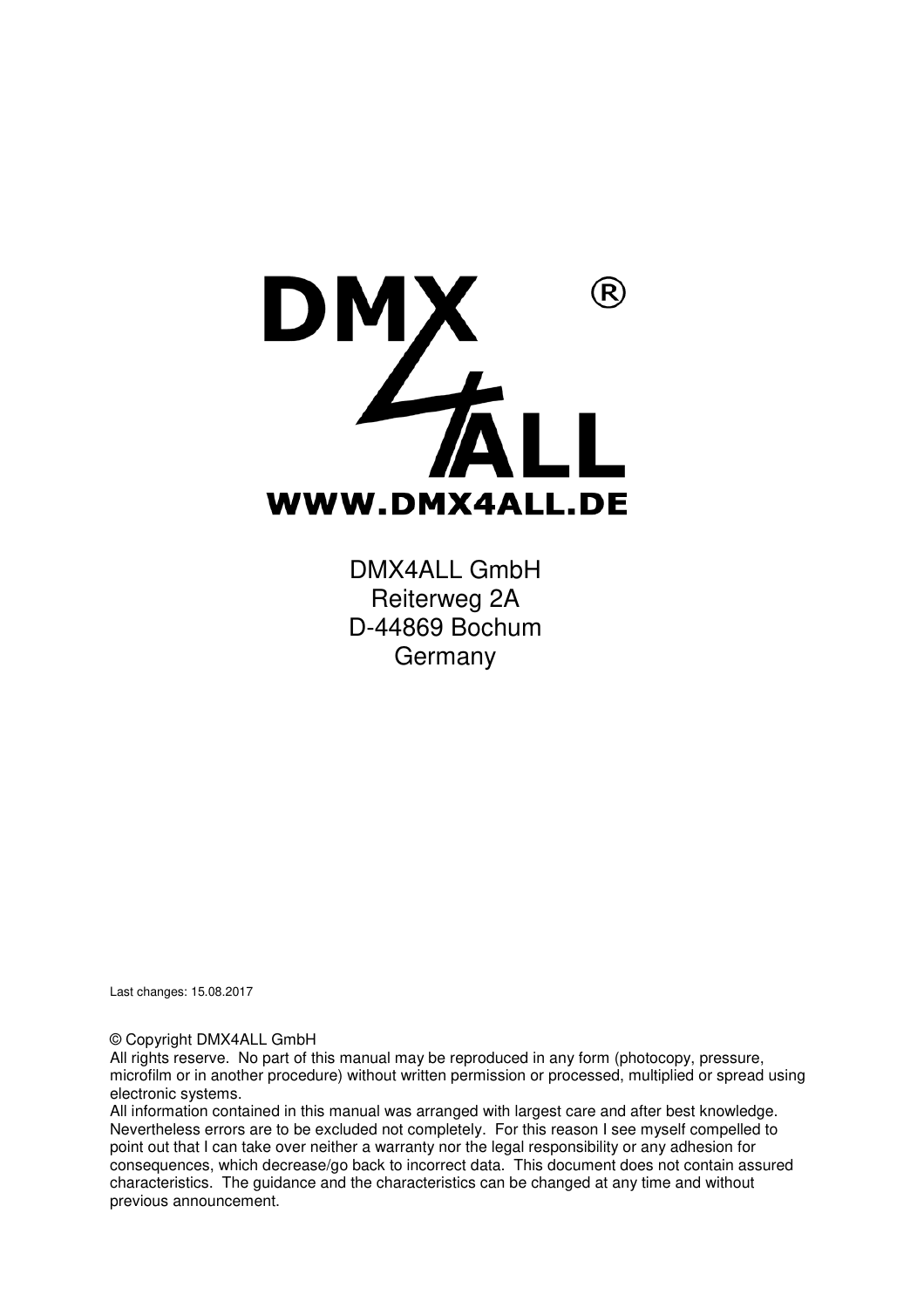DMX4ALL GmbH
Reiterweg 2A
D-44869 Bochum
Germany

Last changes: 15.08.2017

© Copyright DMX4ALL GmbH
All rights reserve. No part of this manual may be reproduced in any form (photocopy, pressure, microfilm or in another procedure) without written permission or processed, multiplied or spread using electronic systems.
All information contained in this manual was arranged with largest care and after best knowledge. Nevertheless errors are to be excluded not completely. For this reason I see myself compelled to point out that I can take over neither a warranty nor the legal responsibility or any adhesion for consequences, which decrease/go back to incorrect data. This document does not contain assured characteristics. The guidance and the characteristics can be changed at any time and without previous announcement.